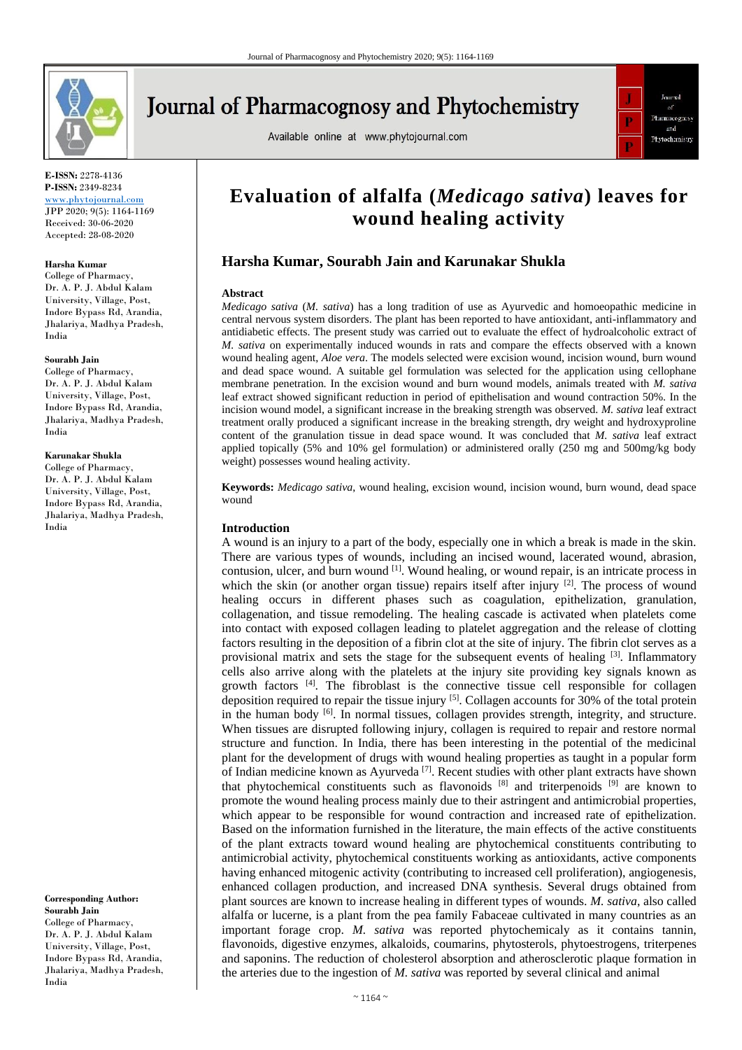E-ISSN: 2278-4136
P-ISSN: 2349-8234
www.phytojournal.com
JPP 2020; 9(5): 1164-1169
Received: 30-06-2020
Accepted: 28-08-2020

**Harsha Kumar**
College of Pharmacy, Dr. A. P. J. Abdul Kalam University, Village, Post, Indore Bypass Rd, Arandia, Jhalariya, Madhya Pradesh, India

**Sourabh Jain**
College of Pharmacy, Dr. A. P. J. Abdul Kalam University, Village, Post, Indore Bypass Rd, Arandia, Jhalariya, Madhya Pradesh, India

**Karunakar Shukla**
College of Pharmacy, Dr. A. P. J. Abdul Kalam University, Village, Post, Indore Bypass Rd, Arandia, Jhalariya, Madhya Pradesh, India

**Corresponding Author:**
**Sourabh Jain**
College of Pharmacy, Dr. A. P. J. Abdul Kalam University, Village, Post, Indore Bypass Rd, Arandia, Jhalariya, Madhya Pradesh, India

# Evaluation of alfalfa (*Medicago sativa*) leaves for wound healing activity

## Harsha Kumar, Sourabh Jain and Karunakar Shukla

### Abstract

*Medicago sativa* (*M. sativa*) has a long tradition of use as Ayurvedic and homoeopathic medicine in central nervous system disorders. The plant has been reported to have antioxidant, anti-inflammatory and antidiabetic effects. The present study was carried out to evaluate the effect of hydroalcoholic extract of *M. sativa* on experimentally induced wounds in rats and compare the effects observed with a known wound healing agent, *Aloe vera*. The models selected were excision wound, incision wound, burn wound and dead space wound. A suitable gel formulation was selected for the application using cellophane membrane penetration. In the excision wound and burn wound models, animals treated with *M. sativa* leaf extract showed significant reduction in period of epithelisation and wound contraction 50%. In the incision wound model, a significant increase in the breaking strength was observed. *M. sativa* leaf extract treatment orally produced a significant increase in the breaking strength, dry weight and hydroxyproline content of the granulation tissue in dead space wound. It was concluded that *M. sativa* leaf extract applied topically (5% and 10% gel formulation) or administered orally (250 mg and 500mg/kg body weight) possesses wound healing activity.

**Keywords:** *Medicago sativa*, wound healing, excision wound, incision wound, burn wound, dead space wound

### Introduction

A wound is an injury to a part of the body, especially one in which a break is made in the skin. There are various types of wounds, including an incised wound, lacerated wound, abrasion, contusion, ulcer, and burn wound [1]. Wound healing, or wound repair, is an intricate process in which the skin (or another organ tissue) repairs itself after injury [2]. The process of wound healing occurs in different phases such as coagulation, epithelization, granulation, collagenation, and tissue remodeling. The healing cascade is activated when platelets come into contact with exposed collagen leading to platelet aggregation and the release of clotting factors resulting in the deposition of a fibrin clot at the site of injury. The fibrin clot serves as a provisional matrix and sets the stage for the subsequent events of healing [3]. Inflammatory cells also arrive along with the platelets at the injury site providing key signals known as growth factors [4]. The fibroblast is the connective tissue cell responsible for collagen deposition required to repair the tissue injury [5]. Collagen accounts for 30% of the total protein in the human body [6]. In normal tissues, collagen provides strength, integrity, and structure. When tissues are disrupted following injury, collagen is required to repair and restore normal structure and function. In India, there has been interesting in the potential of the medicinal plant for the development of drugs with wound healing properties as taught in a popular form of Indian medicine known as Ayurveda [7]. Recent studies with other plant extracts have shown that phytochemical constituents such as flavonoids [8] and triterpenoids [9] are known to promote the wound healing process mainly due to their astringent and antimicrobial properties, which appear to be responsible for wound contraction and increased rate of epithelization. Based on the information furnished in the literature, the main effects of the active constituents of the plant extracts toward wound healing are phytochemical constituents contributing to antimicrobial activity, phytochemical constituents working as antioxidants, active components having enhanced mitogenic activity (contributing to increased cell proliferation), angiogenesis, enhanced collagen production, and increased DNA synthesis. Several drugs obtained from plant sources are known to increase healing in different types of wounds. *M. sativa*, also called alfalfa or lucerne, is a plant from the pea family Fabaceae cultivated in many countries as an important forage crop. *M. sativa* was reported phytochemicaly as it contains tannin, flavonoids, digestive enzymes, alkaloids, coumarins, phytosterols, phytoestrogens, triterpenes and saponins. The reduction of cholesterol absorption and atherosclerotic plaque formation in the arteries due to the ingestion of *M. sativa* was reported by several clinical and animal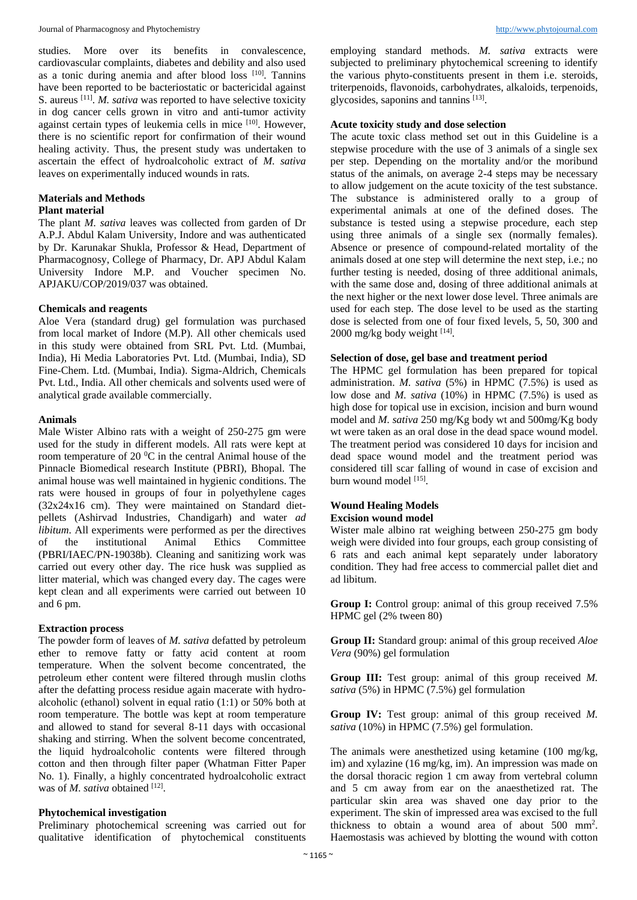studies. More over its benefits in convalescence, cardiovascular complaints, diabetes and debility and also used as a tonic during anemia and after blood loss [10]. Tannins have been reported to be bacteriostatic or bactericidal against S. aureus [11]. *M. sativa* was reported to have selective toxicity in dog cancer cells grown in vitro and anti-tumor activity against certain types of leukemia cells in mice [10]. However, there is no scientific report for confirmation of their wound healing activity. Thus, the present study was undertaken to ascertain the effect of hydroalcoholic extract of *M. sativa* leaves on experimentally induced wounds in rats.

## Materials and Methods

### Plant material

The plant *M. sativa* leaves was collected from garden of Dr A.P.J. Abdul Kalam University, Indore and was authenticated by Dr. Karunakar Shukla, Professor & Head, Department of Pharmacognosy, College of Pharmacy, Dr. APJ Abdul Kalam University Indore M.P. and Voucher specimen No. APJAKU/COP/2019/037 was obtained.

### Chemicals and reagents

Aloe Vera (standard drug) gel formulation was purchased from local market of Indore (M.P). All other chemicals used in this study were obtained from SRL Pvt. Ltd. (Mumbai, India), Hi Media Laboratories Pvt. Ltd. (Mumbai, India), SD Fine-Chem. Ltd. (Mumbai, India). Sigma-Aldrich, Chemicals Pvt. Ltd., India. All other chemicals and solvents used were of analytical grade available commercially.

### Animals

Male Wister Albino rats with a weight of 250-275 gm were used for the study in different models. All rats were kept at room temperature of 20 $^0$C in the central Animal house of the Pinnacle Biomedical research Institute (PBRI), Bhopal. The animal house was well maintained in hygienic conditions. The rats were housed in groups of four in polyethylene cages (32x24x16 cm). They were maintained on Standard diet-pellets (Ashirvad Industries, Chandigarh) and water *ad libitum*. All experiments were performed as per the directives of the institutional Animal Ethics Committee (PBRI/IAEC/PN-19038b). Cleaning and sanitizing work was carried out every other day. The rice husk was supplied as litter material, which was changed every day. The cages were kept clean and all experiments were carried out between 10 and 6 pm.

### Extraction process

The powder form of leaves of *M. sativa* defatted by petroleum ether to remove fatty or fatty acid content at room temperature. When the solvent become concentrated, the petroleum ether content were filtered through muslin cloths after the defatting process residue again macerate with hydro-alcoholic (ethanol) solvent in equal ratio (1:1) or 50% both at room temperature. The bottle was kept at room temperature and allowed to stand for several 8-11 days with occasional shaking and stirring. When the solvent become concentrated, the liquid hydroalcoholic contents were filtered through cotton and then through filter paper (Whatman Fitter Paper No. 1). Finally, a highly concentrated hydroalcoholic extract was of *M. sativa* obtained [12].

### Phytochemical investigation

Preliminary photochemical screening was carried out for qualitative identification of phytochemical constituents employing standard methods. *M. sativa* extracts were subjected to preliminary phytochemical screening to identify the various phyto-constituents present in them i.e. steroids, triterpenoids, flavonoids, carbohydrates, alkaloids, terpenoids, glycosides, saponins and tannins [13].

### Acute toxicity study and dose selection

The acute toxic class method set out in this Guideline is a stepwise procedure with the use of 3 animals of a single sex per step. Depending on the mortality and/or the moribund status of the animals, on average 2-4 steps may be necessary to allow judgement on the acute toxicity of the test substance. The substance is administered orally to a group of experimental animals at one of the defined doses. The substance is tested using a stepwise procedure, each step using three animals of a single sex (normally females). Absence or presence of compound-related mortality of the animals dosed at one step will determine the next step, i.e.; no further testing is needed, dosing of three additional animals, with the same dose and, dosing of three additional animals at the next higher or the next lower dose level. Three animals are used for each step. The dose level to be used as the starting dose is selected from one of four fixed levels, 5, 50, 300 and 2000 mg/kg body weight [14].

### Selection of dose, gel base and treatment period

The HPMC gel formulation has been prepared for topical administration. *M. sativa* (5%) in HPMC (7.5%) is used as low dose and *M. sativa* (10%) in HPMC (7.5%) is used as high dose for topical use in excision, incision and burn wound model and *M. sativa* 250 mg/Kg body wt and 500mg/Kg body wt were taken as an oral dose in the dead space wound model. The treatment period was considered 10 days for incision and dead space wound model and the treatment period was considered till scar falling of wound in case of excision and burn wound model [15].

## Wound Healing Models

### Excision wound model

Wister male albino rat weighing between 250-275 gm body weigh were divided into four groups, each group consisting of 6 rats and each animal kept separately under laboratory condition. They had free access to commercial pallet diet and ad libitum.

**Group I:** Control group: animal of this group received 7.5% HPMC gel (2% tween 80)

**Group II:** Standard group: animal of this group received *Aloe Vera* (90%) gel formulation

**Group III:** Test group: animal of this group received *M. sativa* (5%) in HPMC (7.5%) gel formulation

**Group IV:** Test group: animal of this group received *M. sativa* (10%) in HPMC (7.5%) gel formulation.

The animals were anesthetized using ketamine (100 mg/kg, im) and xylazine (16 mg/kg, im). An impression was made on the dorsal thoracic region 1 cm away from vertebral column and 5 cm away from ear on the anaesthetized rat. The particular skin area was shaved one day prior to the experiment. The skin of impressed area was excised to the full thickness to obtain a wound area of about 500 mm$^2$. Haemostasis was achieved by blotting the wound with cotton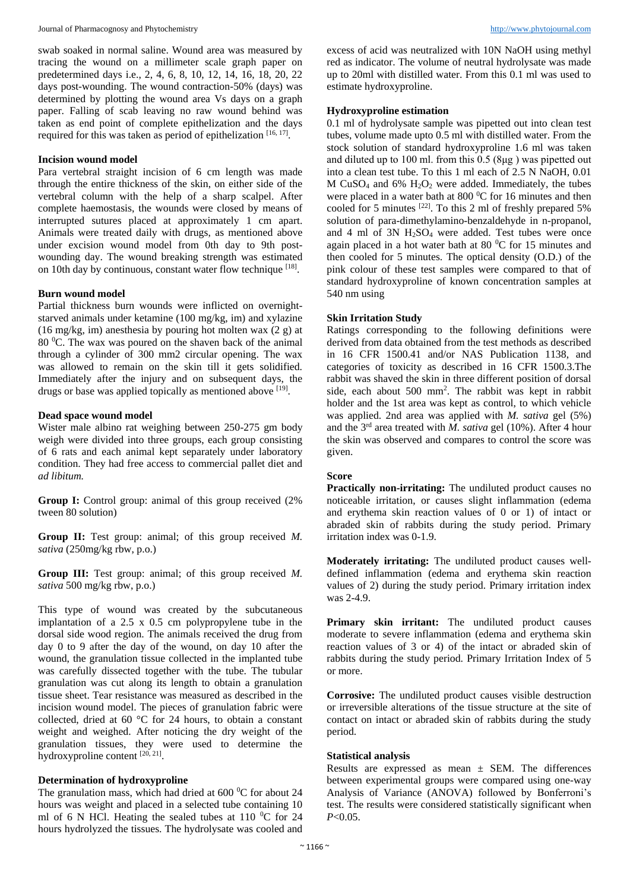swab soaked in normal saline. Wound area was measured by tracing the wound on a millimeter scale graph paper on predetermined days i.e., 2, 4, 6, 8, 10, 12, 14, 16, 18, 20, 22 days post-wounding. The wound contraction-50% (days) was determined by plotting the wound area Vs days on a graph paper. Falling of scab leaving no raw wound behind was taken as end point of complete epithelization and the days required for this was taken as period of epithelization [16, 17].

#### Incision wound model

Para vertebral straight incision of 6 cm length was made through the entire thickness of the skin, on either side of the vertebral column with the help of a sharp scalpel. After complete haemostasis, the wounds were closed by means of interrupted sutures placed at approximately 1 cm apart. Animals were treated daily with drugs, as mentioned above under excision wound model from 0th day to 9th post-wounding day. The wound breaking strength was estimated on 10th day by continuous, constant water flow technique [18].

#### Burn wound model

Partial thickness burn wounds were inflicted on overnight-starved animals under ketamine (100 mg/kg, im) and xylazine (16 mg/kg, im) anesthesia by pouring hot molten wax (2 g) at 80 $^0$C. The wax was poured on the shaven back of the animal through a cylinder of 300 mm2 circular opening. The wax was allowed to remain on the skin till it gets solidified. Immediately after the injury and on subsequent days, the drugs or base was applied topically as mentioned above [19].

#### Dead space wound model

Wister male albino rat weighing between 250-275 gm body weigh were divided into three groups, each group consisting of 6 rats and each animal kept separately under laboratory condition. They had free access to commercial pallet diet and *ad libitum.*

**Group I:** Control group: animal of this group received (2% tween 80 solution)

**Group II:** Test group: animal; of this group received *M. sativa* (250mg/kg rbw, p.o.)

**Group III:** Test group: animal; of this group received *M. sativa* 500 mg/kg rbw, p.o.)

This type of wound was created by the subcutaneous implantation of a 2.5 x 0.5 cm polypropylene tube in the dorsal side wood region. The animals received the drug from day 0 to 9 after the day of the wound, on day 10 after the wound, the granulation tissue collected in the implanted tube was carefully dissected together with the tube. The tubular granulation was cut along its length to obtain a granulation tissue sheet. Tear resistance was measured as described in the incision wound model. The pieces of granulation fabric were collected, dried at 60 °C for 24 hours, to obtain a constant weight and weighed. After noticing the dry weight of the granulation tissues, they were used to determine the hydroxyproline content [20, 21].

#### Determination of hydroxyproline

The granulation mass, which had dried at 600 $^0$C for about 24 hours was weight and placed in a selected tube containing 10 ml of 6 N HCl. Heating the sealed tubes at 110 $^0$C for 24 hours hydrolyzed the tissues. The hydrolysate was cooled and excess of acid was neutralized with 10N NaOH using methyl red as indicator. The volume of neutral hydrolysate was made up to 20ml with distilled water. From this 0.1 ml was used to estimate hydroxyproline.

#### Hydroxyproline estimation

0.1 ml of hydrolysate sample was pipetted out into clean test tubes, volume made upto 0.5 ml with distilled water. From the stock solution of standard hydroxyproline 1.6 ml was taken and diluted up to 100 ml. from this 0.5 (8µg ) was pipetted out into a clean test tube. To this 1 ml each of 2.5 N NaOH, 0.01 M $CuSO_4$ and 6% $H_2O_2$ were added. Immediately, the tubes were placed in a water bath at 800 $^0$C for 16 minutes and then cooled for 5 minutes [22]. To this 2 ml of freshly prepared 5% solution of para-dimethylamino-benzaldehyde in n-propanol, and 4 ml of 3N $H_2SO_4$ were added. Test tubes were once again placed in a hot water bath at 80 $^0$C for 15 minutes and then cooled for 5 minutes. The optical density (O.D.) of the pink colour of these test samples were compared to that of standard hydroxyproline of known concentration samples at 540 nm using

#### Skin Irritation Study

Ratings corresponding to the following definitions were derived from data obtained from the test methods as described in 16 CFR 1500.41 and/or NAS Publication 1138, and categories of toxicity as described in 16 CFR 1500.3.The rabbit was shaved the skin in three different position of dorsal side, each about 500 mm$^2$. The rabbit was kept in rabbit holder and the 1st area was kept as control, to which vehicle was applied. 2nd area was applied with *M. sativa* gel (5%) and the 3$^{rd}$ area treated with *M. sativa* gel (10%). After 4 hour the skin was observed and compares to control the score was given.

#### Score

**Practically non-irritating:** The undiluted product causes no noticeable irritation, or causes slight inflammation (edema and erythema skin reaction values of 0 or 1) of intact or abraded skin of rabbits during the study period. Primary irritation index was 0-1.9.

**Moderately irritating:** The undiluted product causes well-defined inflammation (edema and erythema skin reaction values of 2) during the study period. Primary irritation index was 2-4.9.

**Primary skin irritant:** The undiluted product causes moderate to severe inflammation (edema and erythema skin reaction values of 3 or 4) of the intact or abraded skin of rabbits during the study period. Primary Irritation Index of 5 or more.

**Corrosive:** The undiluted product causes visible destruction or irreversible alterations of the tissue structure at the site of contact on intact or abraded skin of rabbits during the study period.

#### Statistical analysis

Results are expressed as mean ± SEM. The differences between experimental groups were compared using one-way Analysis of Variance (ANOVA) followed by Bonferroni's test. The results were considered statistically significant when $P<0.05$.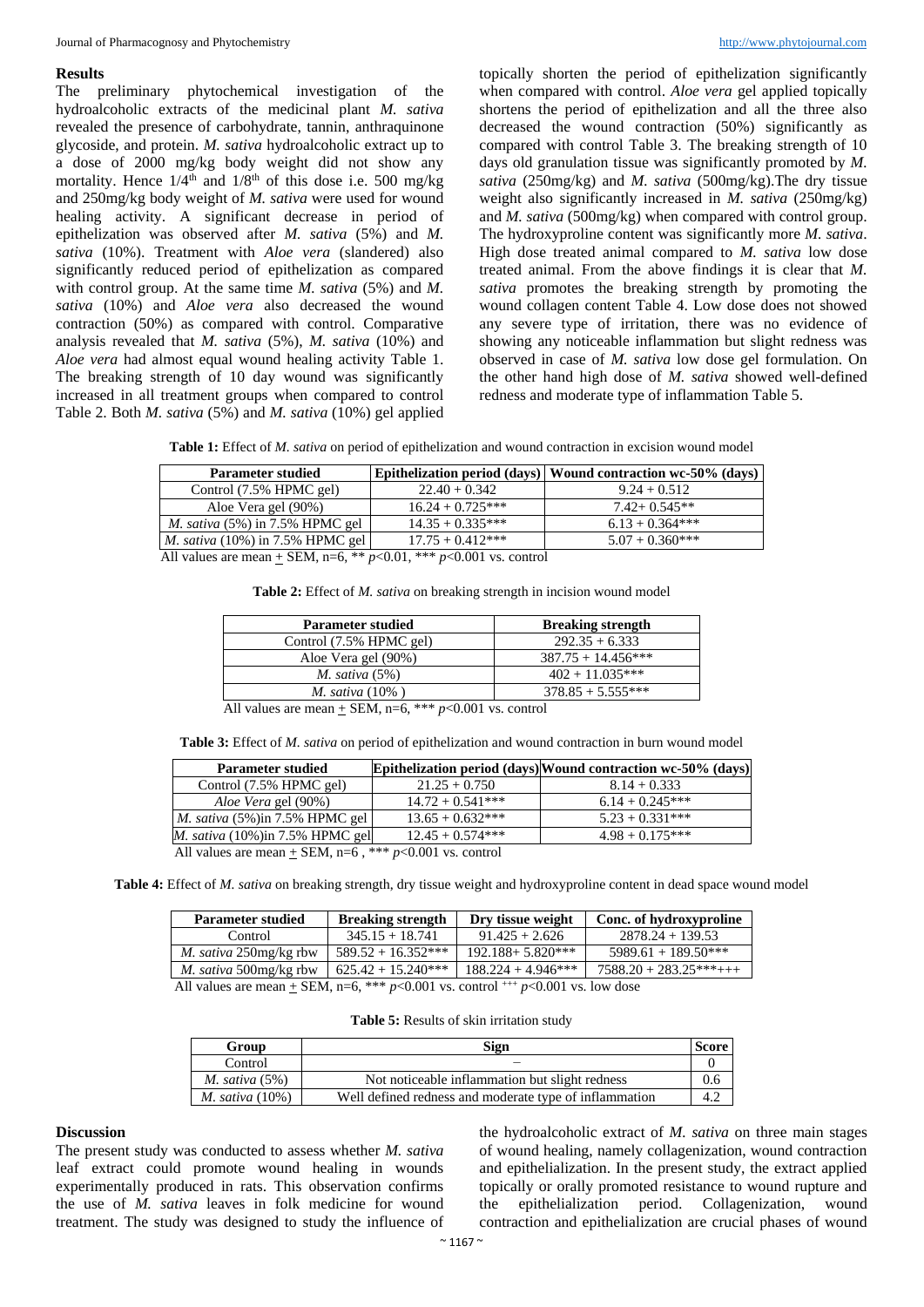## Results

The preliminary phytochemical investigation of the hydroalcoholic extracts of the medicinal plant *M. sativa* revealed the presence of carbohydrate, tannin, anthraquinone glycoside, and protein. *M. sativa* hydroalcoholic extract up to a dose of 2000 mg/kg body weight did not show any mortality. Hence $1/4^{th}$ and $1/8^{th}$ of this dose i.e. 500 mg/kg and 250mg/kg body weight of *M. sativa* were used for wound healing activity. A significant decrease in period of epithelization was observed after *M. sativa* (5%) and *M. sativa* (10%). Treatment with *Aloe vera* (slandered) also significantly reduced period of epithelization as compared with control group. At the same time *M. sativa* (5%) and *M. sativa* (10%) and *Aloe vera* also decreased the wound contraction (50%) as compared with control. Comparative analysis revealed that *M. sativa* (5%), *M. sativa* (10%) and *Aloe vera* had almost equal wound healing activity Table 1. The breaking strength of 10 day wound was significantly increased in all treatment groups when compared to control Table 2. Both *M. sativa* (5%) and *M. sativa* (10%) gel applied topically shorten the period of epithelization significantly when compared with control. *Aloe vera* gel applied topically shortens the period of epithelization and all the three also decreased the wound contraction (50%) significantly as compared with control Table 3. The breaking strength of 10 days old granulation tissue was significantly promoted by *M. sativa* (250mg/kg) and *M. sativa* (500mg/kg).The dry tissue weight also significantly increased in *M. sativa* (250mg/kg) and *M. sativa* (500mg/kg) when compared with control group. The hydroxyproline content was significantly more *M. sativa*. High dose treated animal compared to *M. sativa* low dose treated animal. From the above findings it is clear that *M. sativa* promotes the breaking strength by promoting the wound collagen content Table 4. Low dose does not showed any severe type of irritation, there was no evidence of showing any noticeable inflammation but slight redness was observed in case of *M. sativa* low dose gel formulation. On the other hand high dose of *M. sativa* showed well-defined redness and moderate type of inflammation Table 5.

**Table 1:** Effect of *M. sativa* on period of epithelization and wound contraction in excision wound model

| Parameter studied | Epithelization period (days) | Wound contraction wc-50% (days) |
|---|---|---|
| Control (7.5% HPMC gel) | 22.40 + 0.342 | 9.24 + 0.512 |
| Aloe Vera gel (90%) | 16.24 + 0.725*** | 7.42+ 0.545** |
| *M. sativa* (5%) in 7.5% HPMC gel | 14.35 + 0.335*** | 6.13 + 0.364*** |
| *M. sativa* (10%) in 7.5% HPMC gel | 17.75 + 0.412*** | 5.07 + 0.360*** |

All values are mean ± SEM, n=6, ** $p<0.01$, *** $p<0.001$ vs. control

**Table 2:** Effect of *M. sativa* on breaking strength in incision wound model

| Parameter studied | Breaking strength |
|---|---|
| Control (7.5% HPMC gel) | 292.35 + 6.333 |
| Aloe Vera gel (90%) | 387.75 + 14.456*** |
| *M. sativa* (5%) | 402 + 11.035*** |
| *M. sativa* (10% ) | 378.85 + 5.555*** |

All values are mean ± SEM, n=6, *** $p<0.001$ vs. control

**Table 3:** Effect of *M. sativa* on period of epithelization and wound contraction in burn wound model

| Parameter studied | Epithelization period (days) | Wound contraction wc-50% (days) |
|---|---|---|
| Control (7.5% HPMC gel) | 21.25 + 0.750 | 8.14 + 0.333 |
| *Aloe Vera* gel (90%) | 14.72 + 0.541*** | 6.14 + 0.245*** |
| *M. sativa* (5%)in 7.5% HPMC gel | 13.65 + 0.632*** | 5.23 + 0.331*** |
| *M. sativa* (10%)in 7.5% HPMC gel | 12.45 + 0.574*** | 4.98 + 0.175*** |

All values are mean ± SEM, n=6 , *** $p<0.001$ vs. control

**Table 4:** Effect of *M. sativa* on breaking strength, dry tissue weight and hydroxyproline content in dead space wound model

| Parameter studied | Breaking strength | Dry tissue weight | Conc. of hydroxyproline |
|---|---|---|---|
| Control | 345.15 + 18.741 | 91.425 + 2.626 | 2878.24 + 139.53 |
| *M. sativa* 250mg/kg rbw | 589.52 + 16.352*** | 192.188+ 5.820*** | 5989.61 + 189.50*** |
| *M. sativa* 500mg/kg rbw | 625.42 + 15.240*** | 188.224 + 4.946*** | 7588.20 + 283.25***+++ |

All values are mean ± SEM, n=6, *** $p<0.001$ vs. control $^{+++}$ $p<0.001$ vs. low dose

**Table 5:** Results of skin irritation study

| Group | Sign | Score |
|---|---|---|
| Control | – | 0 |
| *M. sativa* (5%) | Not noticeable inflammation but slight redness | 0.6 |
| *M. sativa* (10%) | Well defined redness and moderate type of inflammation | 4.2 |

## Discussion

The present study was conducted to assess whether *M. sativa* leaf extract could promote wound healing in wounds experimentally produced in rats. This observation confirms the use of *M. sativa* leaves in folk medicine for wound treatment. The study was designed to study the influence of the hydroalcoholic extract of *M. sativa* on three main stages of wound healing, namely collagenization, wound contraction and epithelialization. In the present study, the extract applied topically or orally promoted resistance to wound rupture and the epithelialization period. Collagenization, wound contraction and epithelialization are crucial phases of wound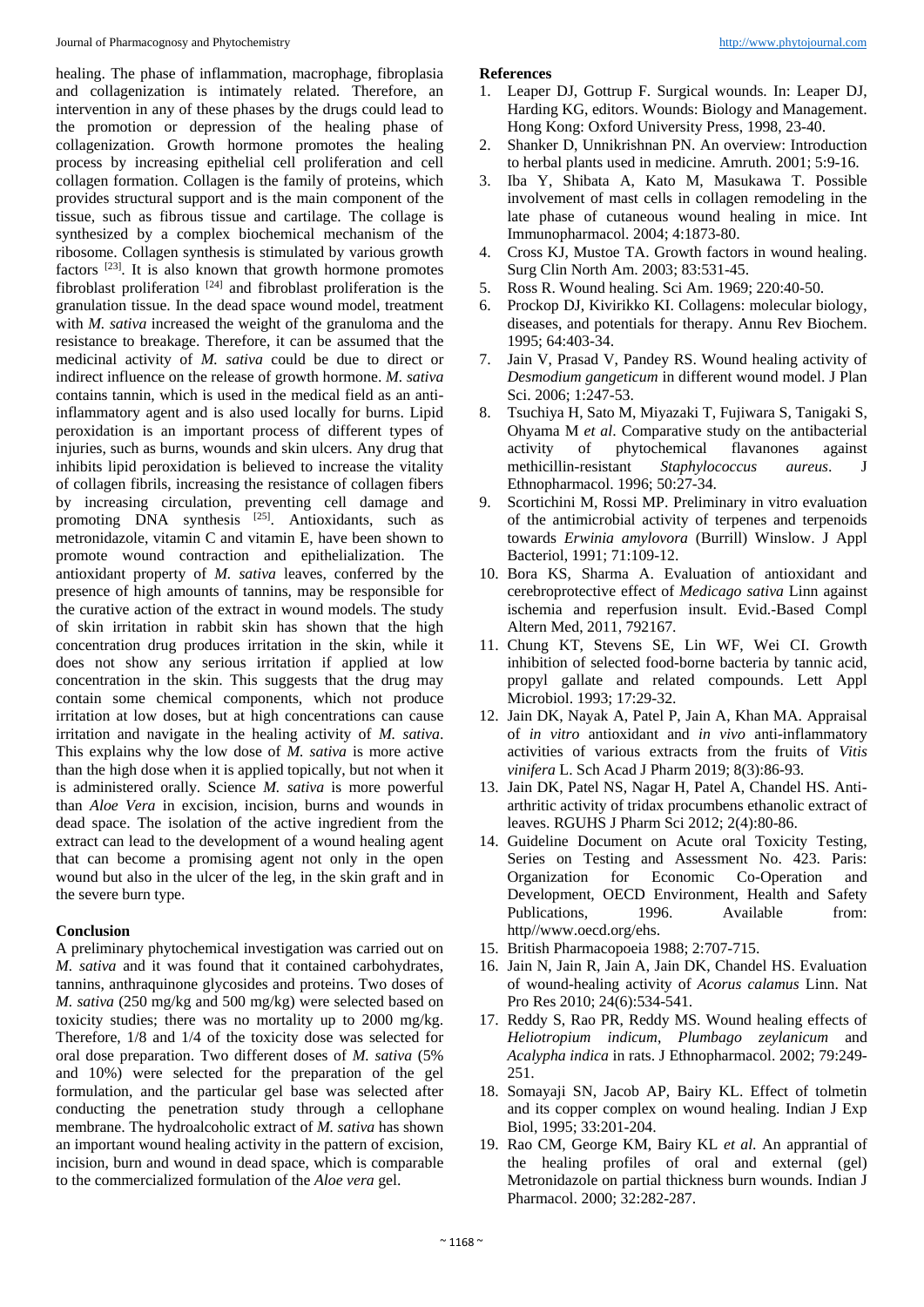healing. The phase of inflammation, macrophage, fibroplasia and collagenization is intimately related. Therefore, an intervention in any of these phases by the drugs could lead to the promotion or depression of the healing phase of collagenization. Growth hormone promotes the healing process by increasing epithelial cell proliferation and cell collagen formation. Collagen is the family of proteins, which provides structural support and is the main component of the tissue, such as fibrous tissue and cartilage. The collage is synthesized by a complex biochemical mechanism of the ribosome. Collagen synthesis is stimulated by various growth factors [23]. It is also known that growth hormone promotes fibroblast proliferation [24] and fibroblast proliferation is the granulation tissue. In the dead space wound model, treatment with *M. sativa* increased the weight of the granuloma and the resistance to breakage. Therefore, it can be assumed that the medicinal activity of *M. sativa* could be due to direct or indirect influence on the release of growth hormone. *M. sativa* contains tannin, which is used in the medical field as an anti-inflammatory agent and is also used locally for burns. Lipid peroxidation is an important process of different types of injuries, such as burns, wounds and skin ulcers. Any drug that inhibits lipid peroxidation is believed to increase the vitality of collagen fibrils, increasing the resistance of collagen fibers by increasing circulation, preventing cell damage and promoting DNA synthesis [25]. Antioxidants, such as metronidazole, vitamin C and vitamin E, have been shown to promote wound contraction and epithelialization. The antioxidant property of *M. sativa* leaves, conferred by the presence of high amounts of tannins, may be responsible for the curative action of the extract in wound models. The study of skin irritation in rabbit skin has shown that the high concentration drug produces irritation in the skin, while it does not show any serious irritation if applied at low concentration in the skin. This suggests that the drug may contain some chemical components, which not produce irritation at low doses, but at high concentrations can cause irritation and navigate in the healing activity of *M. sativa*. This explains why the low dose of *M. sativa* is more active than the high dose when it is applied topically, but not when it is administered orally. Science *M. sativa* is more powerful than *Aloe Vera* in excision, incision, burns and wounds in dead space. The isolation of the active ingredient from the extract can lead to the development of a wound healing agent that can become a promising agent not only in the open wound but also in the ulcer of the leg, in the skin graft and in the severe burn type.

## Conclusion

A preliminary phytochemical investigation was carried out on *M. sativa* and it was found that it contained carbohydrates, tannins, anthraquinone glycosides and proteins. Two doses of *M. sativa* (250 mg/kg and 500 mg/kg) were selected based on toxicity studies; there was no mortality up to 2000 mg/kg. Therefore, 1/8 and 1/4 of the toxicity dose was selected for oral dose preparation. Two different doses of *M. sativa* (5% and 10%) were selected for the preparation of the gel formulation, and the particular gel base was selected after conducting the penetration study through a cellophane membrane. The hydroalcoholic extract of *M. sativa* has shown an important wound healing activity in the pattern of excision, incision, burn and wound in dead space, which is comparable to the commercialized formulation of the *Aloe vera* gel.

## References

1. Leaper DJ, Gottrup F. Surgical wounds. In: Leaper DJ, Harding KG, editors. Wounds: Biology and Management. Hong Kong: Oxford University Press, 1998, 23-40.
2. Shanker D, Unnikrishnan PN. An overview: Introduction to herbal plants used in medicine. Amruth. 2001; 5:9-16.
3. Iba Y, Shibata A, Kato M, Masukawa T. Possible involvement of mast cells in collagen remodeling in the late phase of cutaneous wound healing in mice. Int Immunopharmacol. 2004; 4:1873-80.
4. Cross KJ, Mustoe TA. Growth factors in wound healing. Surg Clin North Am. 2003; 83:531-45.
5. Ross R. Wound healing. Sci Am. 1969; 220:40-50.
6. Prockop DJ, Kivirikko KI. Collagens: molecular biology, diseases, and potentials for therapy. Annu Rev Biochem. 1995; 64:403-34.
7. Jain V, Prasad V, Pandey RS. Wound healing activity of *Desmodium gangeticum* in different wound model. J Plan Sci. 2006; 1:247-53.
8. Tsuchiya H, Sato M, Miyazaki T, Fujiwara S, Tanigaki S, Ohyama M *et al*. Comparative study on the antibacterial activity of phytochemical flavanones against methicillin-resistant *Staphylococcus aureus*. J Ethnopharmacol. 1996; 50:27-34.
9. Scortichini M, Rossi MP. Preliminary in vitro evaluation of the antimicrobial activity of terpenes and terpenoids towards *Erwinia amylovora* (Burrill) Winslow. J Appl Bacteriol, 1991; 71:109-12.
10. Bora KS, Sharma A. Evaluation of antioxidant and cerebroprotective effect of *Medicago sativa* Linn against ischemia and reperfusion insult. Evid.-Based Compl Altern Med, 2011, 792167.
11. Chung KT, Stevens SE, Lin WF, Wei CI. Growth inhibition of selected food-borne bacteria by tannic acid, propyl gallate and related compounds. Lett Appl Microbiol. 1993; 17:29-32.
12. Jain DK, Nayak A, Patel P, Jain A, Khan MA. Appraisal of *in vitro* antioxidant and *in vivo* anti-inflammatory activities of various extracts from the fruits of *Vitis vinifera* L. Sch Acad J Pharm 2019; 8(3):86-93.
13. Jain DK, Patel NS, Nagar H, Patel A, Chandel HS. Anti-arthritic activity of tridax procumbens ethanolic extract of leaves. RGUHS J Pharm Sci 2012; 2(4):80-86.
14. Guideline Document on Acute oral Toxicity Testing, Series on Testing and Assessment No. 423. Paris: Organization for Economic Co-Operation and Development, OECD Environment, Health and Safety Publications, 1996. Available from: http//www.oecd.org/ehs.
15. British Pharmacopoeia 1988; 2:707-715.
16. Jain N, Jain R, Jain A, Jain DK, Chandel HS. Evaluation of wound-healing activity of *Acorus calamus* Linn. Nat Pro Res 2010; 24(6):534-541.
17. Reddy S, Rao PR, Reddy MS. Wound healing effects of *Heliotropium indicum*, *Plumbago zeylanicum* and *Acalypha indica* in rats. J Ethnopharmacol. 2002; 79:249-251.
18. Somayaji SN, Jacob AP, Bairy KL. Effect of tolmetin and its copper complex on wound healing. Indian J Exp Biol, 1995; 33:201-204.
19. Rao CM, George KM, Bairy KL *et al*. An apprantial of the healing profiles of oral and external (gel) Metronidazole on partial thickness burn wounds. Indian J Pharmacol. 2000; 32:282-287.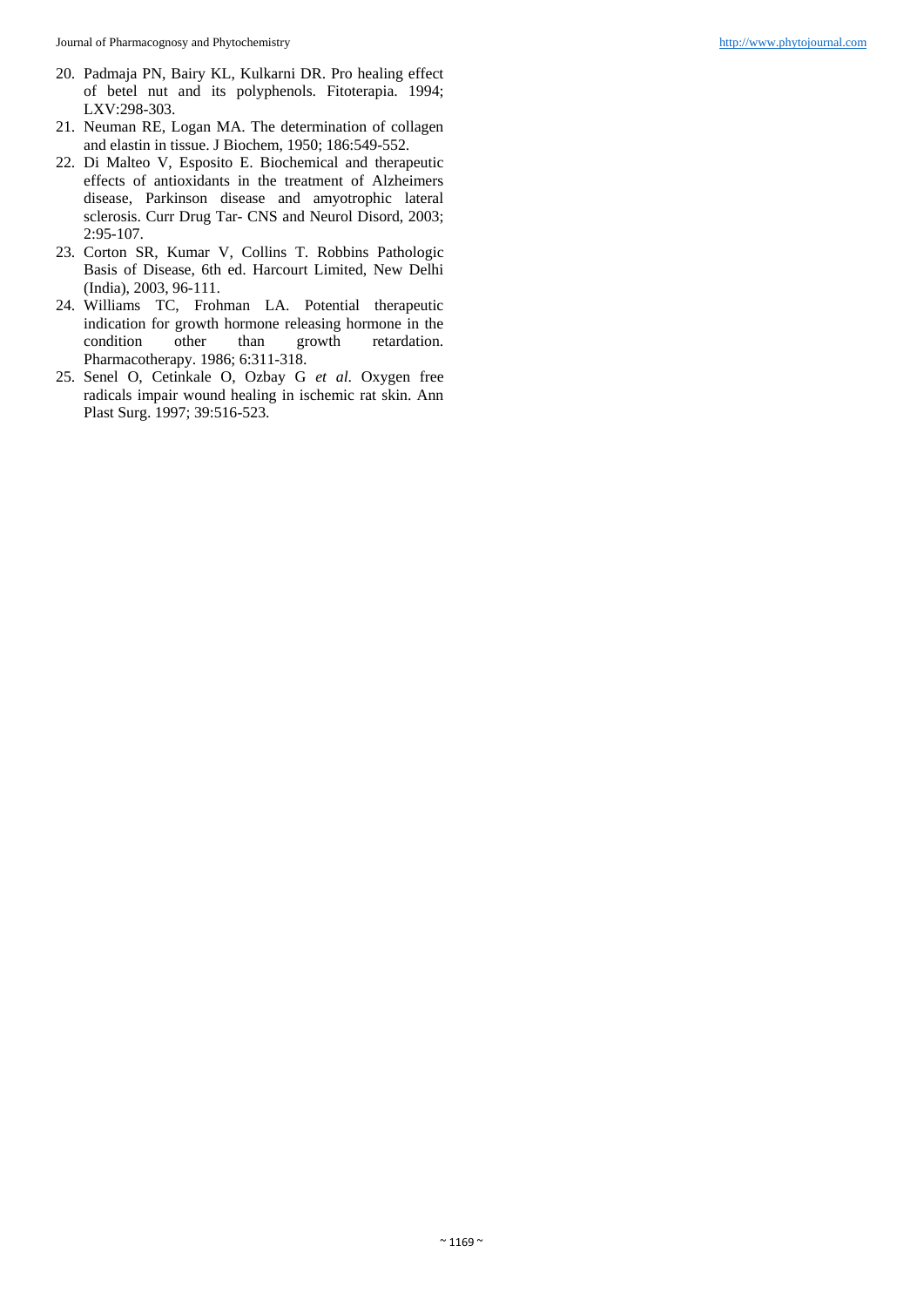20. Padmaja PN, Bairy KL, Kulkarni DR. Pro healing effect of betel nut and its polyphenols. Fitoterapia. 1994; LXV:298-303.
21. Neuman RE, Logan MA. The determination of collagen and elastin in tissue. J Biochem, 1950; 186:549-552.
22. Di Malteo V, Esposito E. Biochemical and therapeutic effects of antioxidants in the treatment of Alzheimers disease, Parkinson disease and amyotrophic lateral sclerosis. Curr Drug Tar- CNS and Neurol Disord, 2003; 2:95-107.
23. Corton SR, Kumar V, Collins T. Robbins Pathologic Basis of Disease, 6th ed. Harcourt Limited, New Delhi (India), 2003, 96-111.
24. Williams TC, Frohman LA. Potential therapeutic indication for growth hormone releasing hormone in the condition other than growth retardation. Pharmacotherapy. 1986; 6:311-318.
25. Senel O, Cetinkale O, Ozbay G *et al*. Oxygen free radicals impair wound healing in ischemic rat skin. Ann Plast Surg. 1997; 39:516-523.